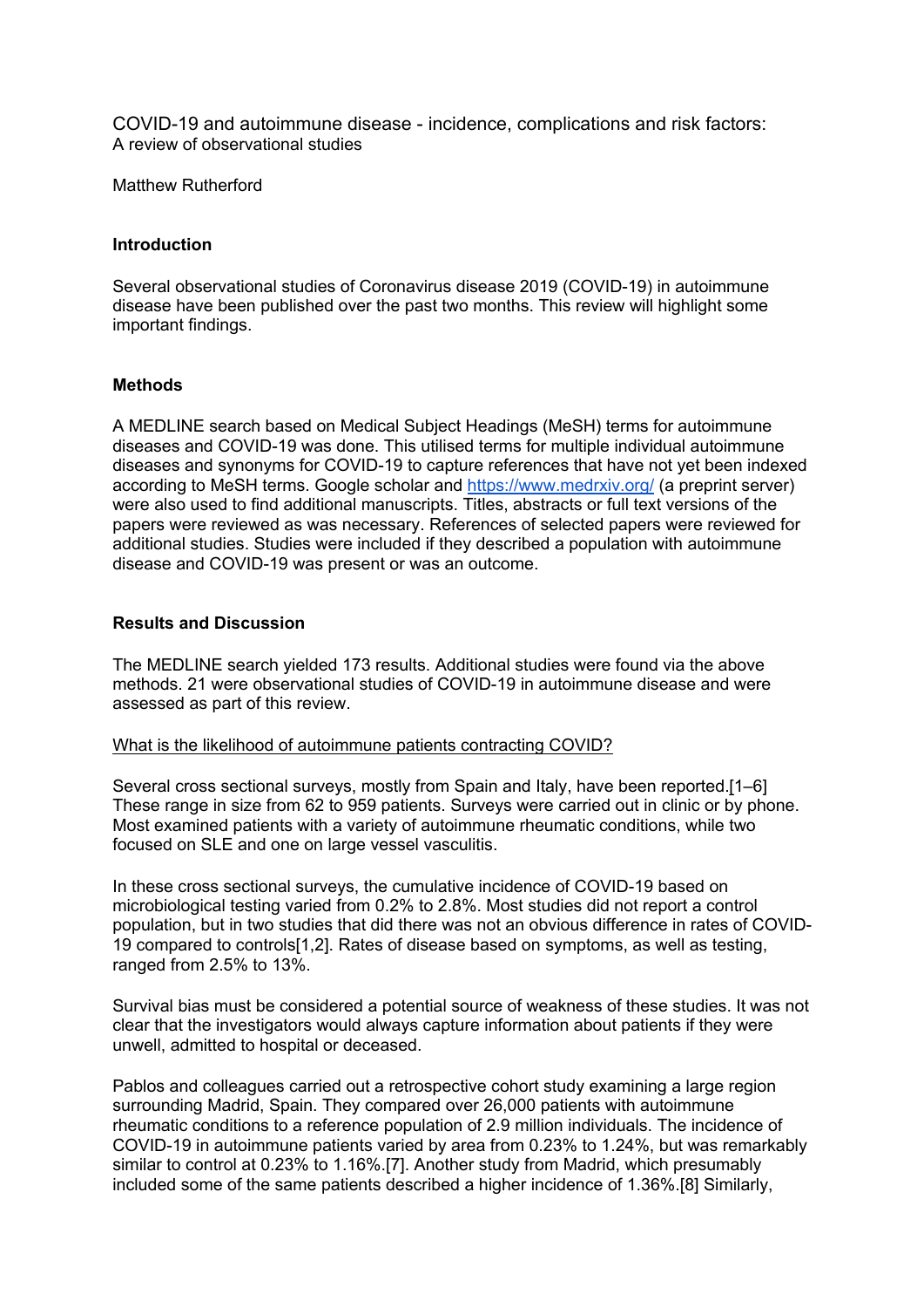# COVID-19 and autoimmune disease - incidence, complications and risk factors:
A review of observational studies

Matthew Rutherford

## Introduction

Several observational studies of Coronavirus disease 2019 (COVID-19) in autoimmune disease have been published over the past two months. This review will highlight some important findings.

## Methods

A MEDLINE search based on Medical Subject Headings (MeSH) terms for autoimmune diseases and COVID-19 was done. This utilised terms for multiple individual autoimmune diseases and synonyms for COVID-19 to capture references that have not yet been indexed according to MeSH terms. Google scholar and https://www.medrxiv.org/ (a preprint server) were also used to find additional manuscripts. Titles, abstracts or full text versions of the papers were reviewed as was necessary. References of selected papers were reviewed for additional studies. Studies were included if they described a population with autoimmune disease and COVID-19 was present or was an outcome.

## Results and Discussion

The MEDLINE search yielded 173 results. Additional studies were found via the above methods. 21 were observational studies of COVID-19 in autoimmune disease and were assessed as part of this review.

What is the likelihood of autoimmune patients contracting COVID?

Several cross sectional surveys, mostly from Spain and Italy, have been reported.[1–6] These range in size from 62 to 959 patients. Surveys were carried out in clinic or by phone. Most examined patients with a variety of autoimmune rheumatic conditions, while two focused on SLE and one on large vessel vasculitis.

In these cross sectional surveys, the cumulative incidence of COVID-19 based on microbiological testing varied from 0.2% to 2.8%. Most studies did not report a control population, but in two studies that did there was not an obvious difference in rates of COVID-19 compared to controls[1,2]. Rates of disease based on symptoms, as well as testing, ranged from 2.5% to 13%.

Survival bias must be considered a potential source of weakness of these studies. It was not clear that the investigators would always capture information about patients if they were unwell, admitted to hospital or deceased.

Pablos and colleagues carried out a retrospective cohort study examining a large region surrounding Madrid, Spain. They compared over 26,000 patients with autoimmune rheumatic conditions to a reference population of 2.9 million individuals. The incidence of COVID-19 in autoimmune patients varied by area from 0.23% to 1.24%, but was remarkably similar to control at 0.23% to 1.16%.[7]. Another study from Madrid, which presumably included some of the same patients described a higher incidence of 1.36%.[8] Similarly,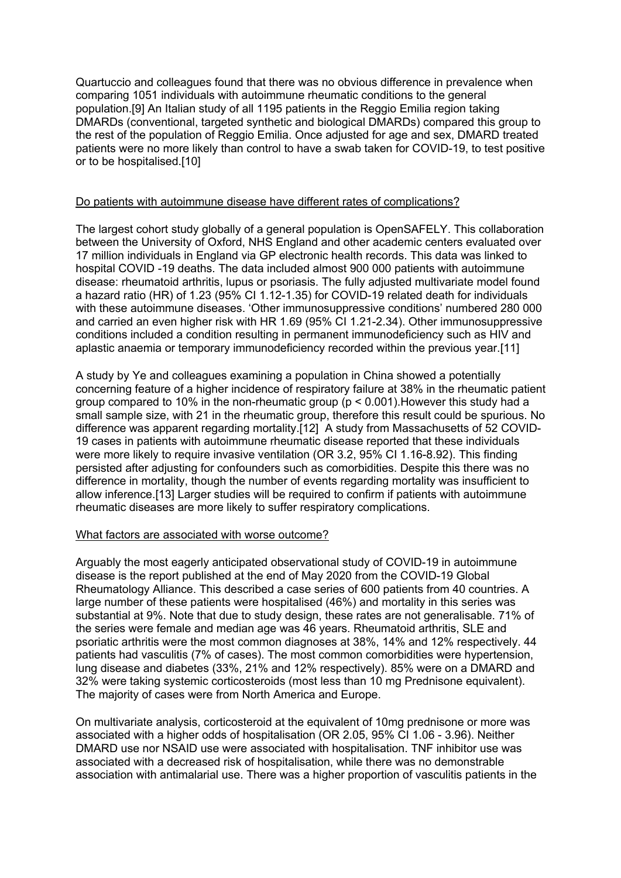Quartuccio and colleagues found that there was no obvious difference in prevalence when comparing 1051 individuals with autoimmune rheumatic conditions to the general population.[9] An Italian study of all 1195 patients in the Reggio Emilia region taking DMARDs (conventional, targeted synthetic and biological DMARDs) compared this group to the rest of the population of Reggio Emilia. Once adjusted for age and sex, DMARD treated patients were no more likely than control to have a swab taken for COVID-19, to test positive or to be hospitalised.[10]

## Do patients with autoimmune disease have different rates of complications?

The largest cohort study globally of a general population is OpenSAFELY. This collaboration between the University of Oxford, NHS England and other academic centers evaluated over 17 million individuals in England via GP electronic health records. This data was linked to hospital COVID -19 deaths. The data included almost 900 000 patients with autoimmune disease: rheumatoid arthritis, lupus or psoriasis. The fully adjusted multivariate model found a hazard ratio (HR) of 1.23 (95% CI 1.12-1.35) for COVID-19 related death for individuals with these autoimmune diseases. 'Other immunosuppressive conditions' numbered 280 000 and carried an even higher risk with HR 1.69 (95% CI 1.21-2.34). Other immunosuppressive conditions included a condition resulting in permanent immunodeficiency such as HIV and aplastic anaemia or temporary immunodeficiency recorded within the previous year.[11]

A study by Ye and colleagues examining a population in China showed a potentially concerning feature of a higher incidence of respiratory failure at 38% in the rheumatic patient group compared to 10% in the non-rheumatic group ($p < 0.001$).However this study had a small sample size, with 21 in the rheumatic group, therefore this result could be spurious. No difference was apparent regarding mortality.[12] A study from Massachusetts of 52 COVID-19 cases in patients with autoimmune rheumatic disease reported that these individuals were more likely to require invasive ventilation (OR 3.2, 95% CI 1.16-8.92). This finding persisted after adjusting for confounders such as comorbidities. Despite this there was no difference in mortality, though the number of events regarding mortality was insufficient to allow inference.[13] Larger studies will be required to confirm if patients with autoimmune rheumatic diseases are more likely to suffer respiratory complications.

## What factors are associated with worse outcome?

Arguably the most eagerly anticipated observational study of COVID-19 in autoimmune disease is the report published at the end of May 2020 from the COVID-19 Global Rheumatology Alliance. This described a case series of 600 patients from 40 countries. A large number of these patients were hospitalised (46%) and mortality in this series was substantial at 9%. Note that due to study design, these rates are not generalisable. 71% of the series were female and median age was 46 years. Rheumatoid arthritis, SLE and psoriatic arthritis were the most common diagnoses at 38%, 14% and 12% respectively. 44 patients had vasculitis (7% of cases). The most common comorbidities were hypertension, lung disease and diabetes (33%, 21% and 12% respectively). 85% were on a DMARD and 32% were taking systemic corticosteroids (most less than 10 mg Prednisone equivalent). The majority of cases were from North America and Europe.

On multivariate analysis, corticosteroid at the equivalent of 10mg prednisone or more was associated with a higher odds of hospitalisation (OR 2.05, 95% CI 1.06 - 3.96). Neither DMARD use nor NSAID use were associated with hospitalisation. TNF inhibitor use was associated with a decreased risk of hospitalisation, while there was no demonstrable association with antimalarial use. There was a higher proportion of vasculitis patients in the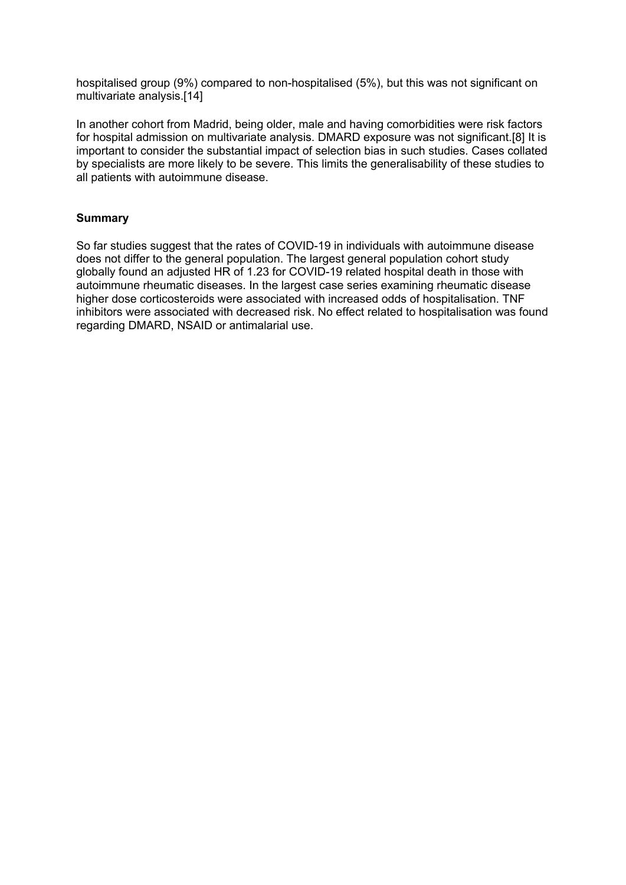hospitalised group (9%) compared to non-hospitalised (5%), but this was not significant on multivariate analysis.[14]

In another cohort from Madrid, being older, male and having comorbidities were risk factors for hospital admission on multivariate analysis. DMARD exposure was not significant.[8] It is important to consider the substantial impact of selection bias in such studies. Cases collated by specialists are more likely to be severe. This limits the generalisability of these studies to all patients with autoimmune disease.

## Summary

So far studies suggest that the rates of COVID-19 in individuals with autoimmune disease does not differ to the general population. The largest general population cohort study globally found an adjusted HR of 1.23 for COVID-19 related hospital death in those with autoimmune rheumatic diseases. In the largest case series examining rheumatic disease higher dose corticosteroids were associated with increased odds of hospitalisation. TNF inhibitors were associated with decreased risk. No effect related to hospitalisation was found regarding DMARD, NSAID or antimalarial use.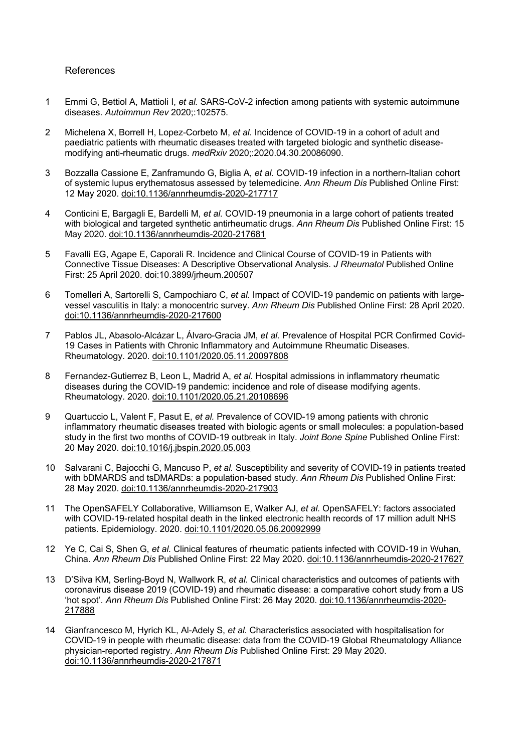References

1. Emmi G, Bettiol A, Mattioli I, *et al.* SARS-CoV-2 infection among patients with systemic autoimmune diseases. *Autoimmun Rev* 2020;:102575.

2. Michelena X, Borrell H, Lopez-Corbeto M, *et al.* Incidence of COVID-19 in a cohort of adult and paediatric patients with rheumatic diseases treated with targeted biologic and synthetic disease-modifying anti-rheumatic drugs. *medRxiv* 2020;:2020.04.30.20086090.

3. Bozzalla Cassione E, Zanframundo G, Biglia A, *et al.* COVID-19 infection in a northern-Italian cohort of systemic lupus erythematosus assessed by telemedicine. *Ann Rheum Dis* Published Online First: 12 May 2020. doi:10.1136/annrheumdis-2020-217717

4. Conticini E, Bargagli E, Bardelli M, *et al.* COVID-19 pneumonia in a large cohort of patients treated with biological and targeted synthetic antirheumatic drugs. *Ann Rheum Dis* Published Online First: 15 May 2020. doi:10.1136/annrheumdis-2020-217681

5. Favalli EG, Agape E, Caporali R. Incidence and Clinical Course of COVID-19 in Patients with Connective Tissue Diseases: A Descriptive Observational Analysis. *J Rheumatol* Published Online First: 25 April 2020. doi:10.3899/jrheum.200507

6. Tomelleri A, Sartorelli S, Campochiaro C, *et al.* Impact of COVID-19 pandemic on patients with large-vessel vasculitis in Italy: a monocentric survey. *Ann Rheum Dis* Published Online First: 28 April 2020. doi:10.1136/annrheumdis-2020-217600

7. Pablos JL, Abasolo-Alcázar L, Álvaro-Gracia JM, *et al.* Prevalence of Hospital PCR Confirmed Covid-19 Cases in Patients with Chronic Inflammatory and Autoimmune Rheumatic Diseases. Rheumatology. 2020. doi:10.1101/2020.05.11.20097808

8. Fernandez-Gutierrez B, Leon L, Madrid A, *et al.* Hospital admissions in inflammatory rheumatic diseases during the COVID-19 pandemic: incidence and role of disease modifying agents. Rheumatology. 2020. doi:10.1101/2020.05.21.20108696

9. Quartuccio L, Valent F, Pasut E, *et al.* Prevalence of COVID-19 among patients with chronic inflammatory rheumatic diseases treated with biologic agents or small molecules: a population-based study in the first two months of COVID-19 outbreak in Italy. *Joint Bone Spine* Published Online First: 20 May 2020. doi:10.1016/j.jbspin.2020.05.003

10. Salvarani C, Bajocchi G, Mancuso P, *et al.* Susceptibility and severity of COVID-19 in patients treated with bDMARDS and tsDMARDs: a population-based study. *Ann Rheum Dis* Published Online First: 28 May 2020. doi:10.1136/annrheumdis-2020-217903

11. The OpenSAFELY Collaborative, Williamson E, Walker AJ, *et al.* OpenSAFELY: factors associated with COVID-19-related hospital death in the linked electronic health records of 17 million adult NHS patients. Epidemiology. 2020. doi:10.1101/2020.05.06.20092999

12. Ye C, Cai S, Shen G, *et al.* Clinical features of rheumatic patients infected with COVID-19 in Wuhan, China. *Ann Rheum Dis* Published Online First: 22 May 2020. doi:10.1136/annrheumdis-2020-217627

13. D'Silva KM, Serling-Boyd N, Wallwork R, *et al.* Clinical characteristics and outcomes of patients with coronavirus disease 2019 (COVID-19) and rheumatic disease: a comparative cohort study from a US 'hot spot'. *Ann Rheum Dis* Published Online First: 26 May 2020. doi:10.1136/annrheumdis-2020-217888

14. Gianfrancesco M, Hyrich KL, Al-Adely S, *et al.* Characteristics associated with hospitalisation for COVID-19 in people with rheumatic disease: data from the COVID-19 Global Rheumatology Alliance physician-reported registry. *Ann Rheum Dis* Published Online First: 29 May 2020. doi:10.1136/annrheumdis-2020-217871